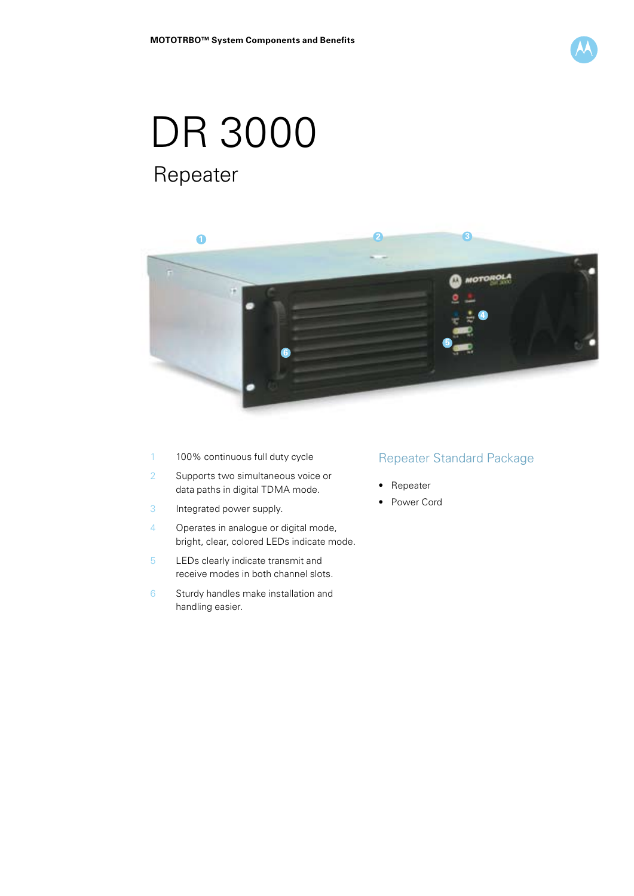MOTOTRBO™ System Components and Benefits

# DR 3000

## Repeater

1. 100% continuous full duty cycle
2. Supports two simultaneous voice or data paths in digital TDMA mode.
3. Integrated power supply.
4. Operates in analogue or digital mode, bright, clear, colored LEDs indicate mode.
5. LEDs clearly indicate transmit and receive modes in both channel slots.
6. Sturdy handles make installation and handling easier.

### Repeater Standard Package

- Repeater
- Power Cord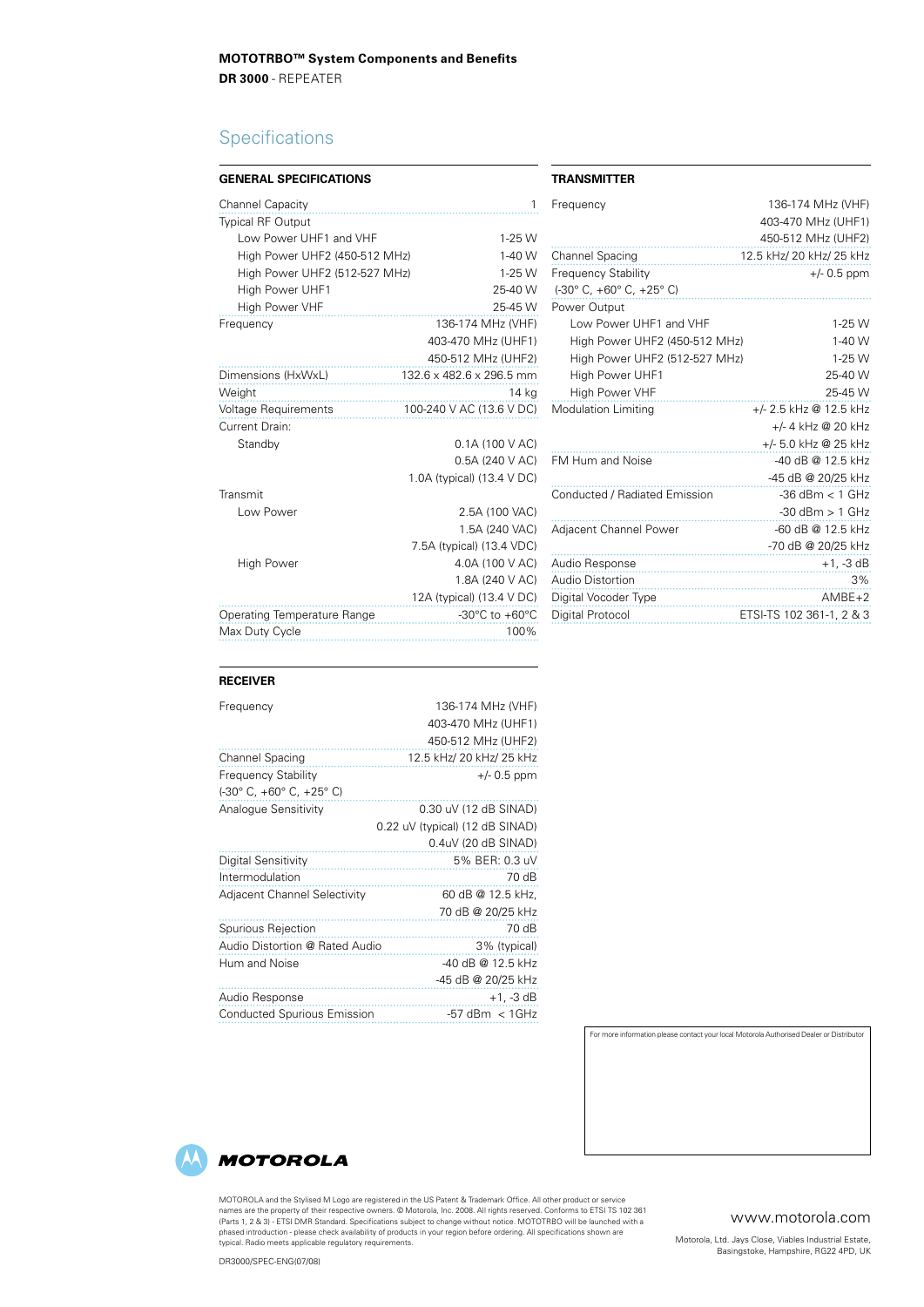**MOTOTRBO™ System Components and Benefits**

**DR 3000** - REPEATER

## Specifications

### GENERAL SPECIFICATIONS

| | |
|---|---|
| Channel Capacity | 1 |
| Typical RF Output | |
| Low Power UHF1 and VHF | 1-25 W |
| High Power UHF2 (450-512 MHz) | 1-40 W |
| High Power UHF2 (512-527 MHz) | 1-25 W |
| High Power UHF1 | 25-40 W |
| High Power VHF | 25-45 W |
| Frequency | 136-174 MHz (VHF)<br>403-470 MHz (UHF1)<br>450-512 MHz (UHF2) |
| Dimensions (HxWxL) | 132.6 x 482.6 x 296.5 mm |
| Weight | 14 kg |
| Voltage Requirements | 100-240 V AC (13.6 V DC) |
| Current Drain: | |
| Standby | 0.1A (100 V AC)<br>0.5A (240 V AC)<br>1.0A (typical) (13.4 V DC) |
| Transmit | |
| Low Power | 2.5A (100 VAC)<br>1.5A (240 VAC)<br>7.5A (typical) (13.4 VDC) |
| High Power | 4.0A (100 V AC)<br>1.8A (240 V AC)<br>12A (typical) (13.4 V DC) |
| Operating Temperature Range | -30°C to +60°C |
| Max Duty Cycle | 100% |

### RECEIVER

| | |
|---|---|
| Frequency | 136-174 MHz (VHF)<br>403-470 MHz (UHF1)<br>450-512 MHz (UHF2) |
| Channel Spacing | 12.5 kHz/ 20 kHz/ 25 kHz |
| Frequency Stability (-30° C, +60° C, +25° C) | +/- 0.5 ppm |
| Analogue Sensitivity | 0.30 uV (12 dB SINAD)<br>0.22 uV (typical) (12 dB SINAD)<br>0.4uV (20 dB SINAD) |
| Digital Sensitivity | 5% BER: 0.3 uV |
| Intermodulation | 70 dB |
| Adjacent Channel Selectivity | 60 dB @ 12.5 kHz,<br>70 dB @ 20/25 kHz |
| Spurious Rejection | 70 dB |
| Audio Distortion @ Rated Audio | 3% (typical) |
| Hum and Noise | -40 dB @ 12.5 kHz<br>-45 dB @ 20/25 kHz |
| Audio Response | +1, -3 dB |
| Conducted Spurious Emission | -57 dBm < 1GHz |

### TRANSMITTER

| | |
|---|---|
| Frequency | 136-174 MHz (VHF)<br>403-470 MHz (UHF1)<br>450-512 MHz (UHF2) |
| Channel Spacing | 12.5 kHz/ 20 kHz/ 25 kHz |
| Frequency Stability (-30° C, +60° C, +25° C) | +/- 0.5 ppm |
| Power Output | |
| Low Power UHF1 and VHF | 1-25 W |
| High Power UHF2 (450-512 MHz) | 1-40 W |
| High Power UHF2 (512-527 MHz) | 1-25 W |
| High Power UHF1 | 25-40 W |
| High Power VHF | 25-45 W |
| Modulation Limiting | +/- 2.5 kHz @ 12.5 kHz<br>+/- 4 kHz @ 20 kHz<br>+/- 5.0 kHz @ 25 kHz |
| FM Hum and Noise | -40 dB @ 12.5 kHz<br>-45 dB @ 20/25 kHz |
| Conducted / Radiated Emission | -36 dBm < 1 GHz<br>-30 dBm > 1 GHz |
| Adjacent Channel Power | -60 dB @ 12.5 kHz<br>-70 dB @ 20/25 kHz |
| Audio Response | +1, -3 dB |
| Audio Distortion | 3% |
| Digital Vocoder Type | AMBE+2 |
| Digital Protocol | ETSI-TS 102 361-1, 2 & 3 |

For more information please contact your local Motorola Authorised Dealer or Distributor

MOTOROLA

MOTOROLA and the Stylised M Logo are registered in the US Patent & Trademark Office. All other product or service names are the property of their respective owners. © Motorola, Inc. 2008. All rights reserved. Conforms to ETSI TS 102 361 (Parts 1, 2 & 3) - ETSI DMR Standard. Specifications subject to change without notice. MOTOTRBO will be launched with a phased introduction - please check availability of products in your region before ordering. All specifications shown are typical. Radio meets applicable regulatory requirements.

DR3000/SPEC-ENG(07/08)

www.motorola.com

Motorola, Ltd. Jays Close, Viables Industrial Estate, Basingstoke, Hampshire, RG22 4PD, UK